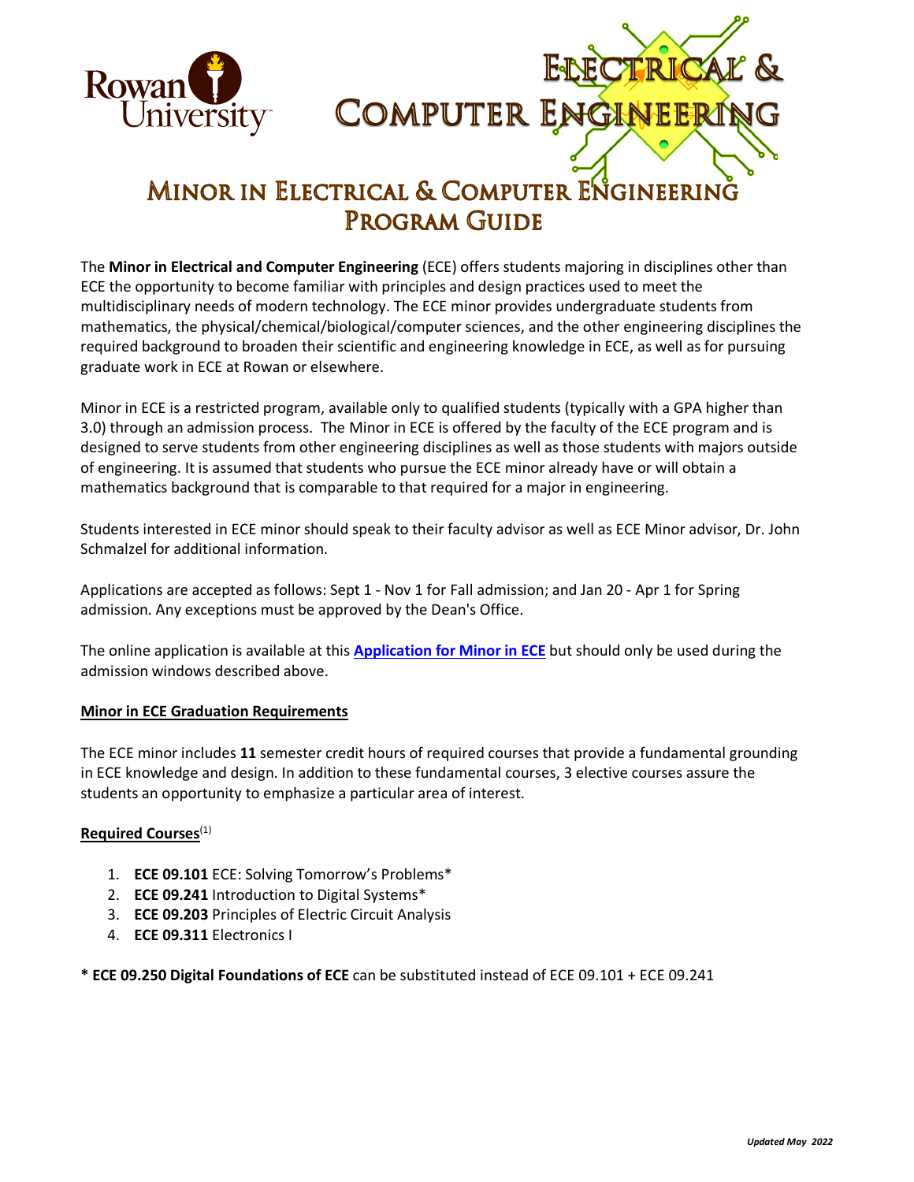# Electrical & Computer Engineering

## Minor in Electrical & Computer Engineering Program Guide

The **Minor in Electrical and Computer Engineering** (ECE) offers students majoring in disciplines other than ECE the opportunity to become familiar with principles and design practices used to meet the multidisciplinary needs of modern technology. The ECE minor provides undergraduate students from mathematics, the physical/chemical/biological/computer sciences, and the other engineering disciplines the required background to broaden their scientific and engineering knowledge in ECE, as well as for pursuing graduate work in ECE at Rowan or elsewhere.

Minor in ECE is a restricted program, available only to qualified students (typically with a GPA higher than 3.0) through an admission process. The Minor in ECE is offered by the faculty of the ECE program and is designed to serve students from other engineering disciplines as well as those students with majors outside of engineering. It is assumed that students who pursue the ECE minor already have or will obtain a mathematics background that is comparable to that required for a major in engineering.

Students interested in ECE minor should speak to their faculty advisor as well as ECE Minor advisor, Dr. John Schmalzel for additional information.

Applications are accepted as follows: Sept 1 - Nov 1 for Fall admission; and Jan 20 - Apr 1 for Spring admission. Any exceptions must be approved by the Dean's Office.

The online application is available at this **Application for Minor in ECE** but should only be used during the admission windows described above.

### Minor in ECE Graduation Requirements

The ECE minor includes **11** semester credit hours of required courses that provide a fundamental grounding in ECE knowledge and design. In addition to these fundamental courses, 3 elective courses assure the students an opportunity to emphasize a particular area of interest.

### Required Courses[1]

1. **ECE 09.101** ECE: Solving Tomorrow's Problems*
2. **ECE 09.241** Introduction to Digital Systems*
3. **ECE 09.203** Principles of Electric Circuit Analysis
4. **ECE 09.311** Electronics I

**\* ECE 09.250 Digital Foundations of ECE** can be substituted instead of ECE 09.101 + ECE 09.241

*Updated May 2022*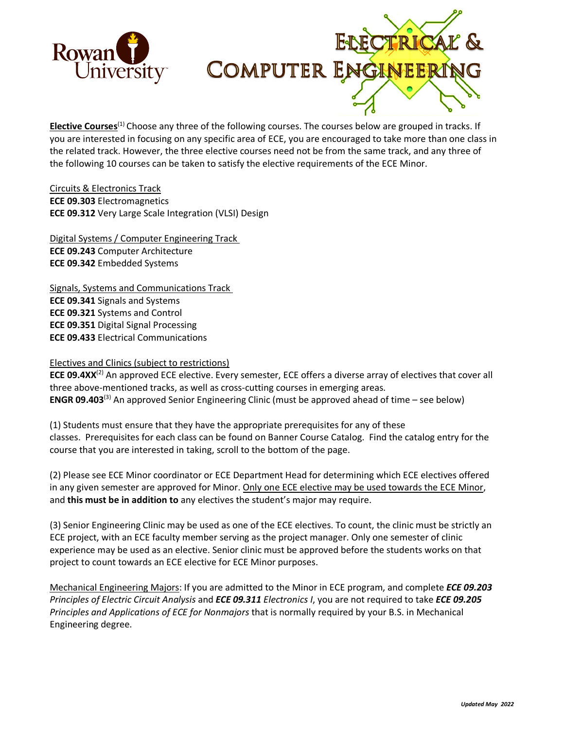**Elective Courses**[1] Choose any three of the following courses. The courses below are grouped in tracks. If you are interested in focusing on any specific area of ECE, you are encouraged to take more than one class in the related track. However, the three elective courses need not be from the same track, and any three of the following 10 courses can be taken to satisfy the elective requirements of the ECE Minor.

Circuits & Electronics Track
**ECE 09.303** Electromagnetics
**ECE 09.312** Very Large Scale Integration (VLSI) Design

Digital Systems / Computer Engineering Track
**ECE 09.243** Computer Architecture
**ECE 09.342** Embedded Systems

Signals, Systems and Communications Track
**ECE 09.341** Signals and Systems
**ECE 09.321** Systems and Control
**ECE 09.351** Digital Signal Processing
**ECE 09.433** Electrical Communications

Electives and Clinics (subject to restrictions)
**ECE 09.4XX**[2] An approved ECE elective. Every semester, ECE offers a diverse array of electives that cover all three above-mentioned tracks, as well as cross-cutting courses in emerging areas.
**ENGR 09.403**[3] An approved Senior Engineering Clinic (must be approved ahead of time – see below)

(1) Students must ensure that they have the appropriate prerequisites for any of these classes. Prerequisites for each class can be found on Banner Course Catalog. Find the catalog entry for the course that you are interested in taking, scroll to the bottom of the page.

(2) Please see ECE Minor coordinator or ECE Department Head for determining which ECE electives offered in any given semester are approved for Minor. Only one ECE elective may be used towards the ECE Minor, and **this must be in addition to** any electives the student's major may require.

(3) Senior Engineering Clinic may be used as one of the ECE electives. To count, the clinic must be strictly an ECE project, with an ECE faculty member serving as the project manager. Only one semester of clinic experience may be used as an elective. Senior clinic must be approved before the students works on that project to count towards an ECE elective for ECE Minor purposes.

Mechanical Engineering Majors: If you are admitted to the Minor in ECE program, and complete ***ECE 09.203*** *Principles of Electric Circuit Analysis* and ***ECE 09.311*** *Electronics I*, you are not required to take ***ECE 09.205*** *Principles and Applications of ECE for Nonmajors* that is normally required by your B.S. in Mechanical Engineering degree.

***Updated May 2022***